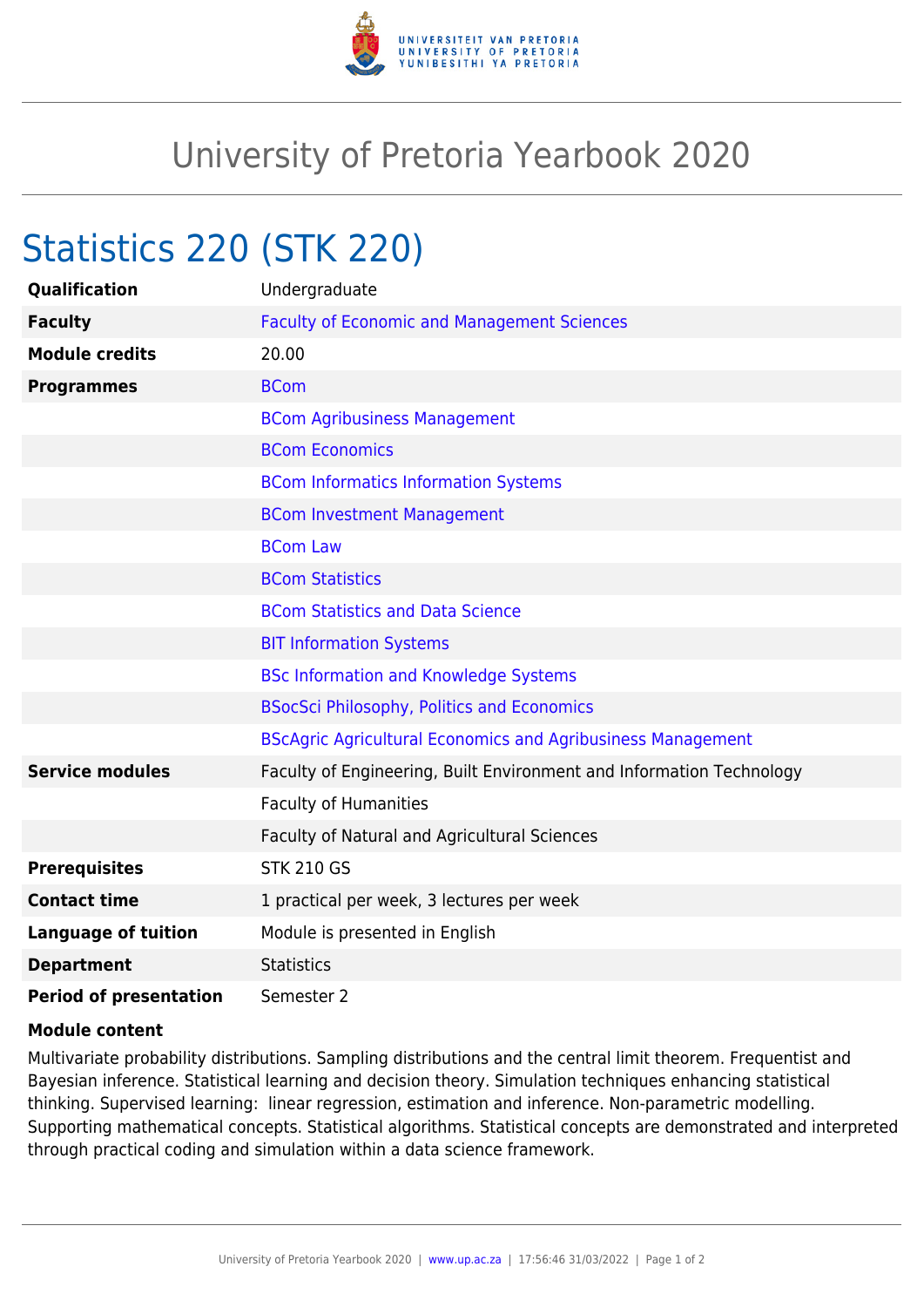# University of Pretoria Yearbook 2020

## Statistics 220 (STK 220)

| | |
|---|---|
| **Qualification** | Undergraduate |
| **Faculty** | Faculty of Economic and Management Sciences |
| **Module credits** | 20.00 |
| **Programmes** | BCom |
| | BCom Agribusiness Management |
| | BCom Economics |
| | BCom Informatics Information Systems |
| | BCom Investment Management |
| | BCom Law |
| | BCom Statistics |
| | BCom Statistics and Data Science |
| | BIT Information Systems |
| | BSc Information and Knowledge Systems |
| | BSocSci Philosophy, Politics and Economics |
| | BScAgric Agricultural Economics and Agribusiness Management |
| **Service modules** | Faculty of Engineering, Built Environment and Information Technology |
| | Faculty of Humanities |
| | Faculty of Natural and Agricultural Sciences |
| **Prerequisites** | STK 210 GS |
| **Contact time** | 1 practical per week, 3 lectures per week |
| **Language of tuition** | Module is presented in English |
| **Department** | Statistics |
| **Period of presentation** | Semester 2 |

**Module content**

Multivariate probability distributions. Sampling distributions and the central limit theorem. Frequentist and Bayesian inference. Statistical learning and decision theory. Simulation techniques enhancing statistical thinking. Supervised learning: linear regression, estimation and inference. Non-parametric modelling. Supporting mathematical concepts. Statistical algorithms. Statistical concepts are demonstrated and interpreted through practical coding and simulation within a data science framework.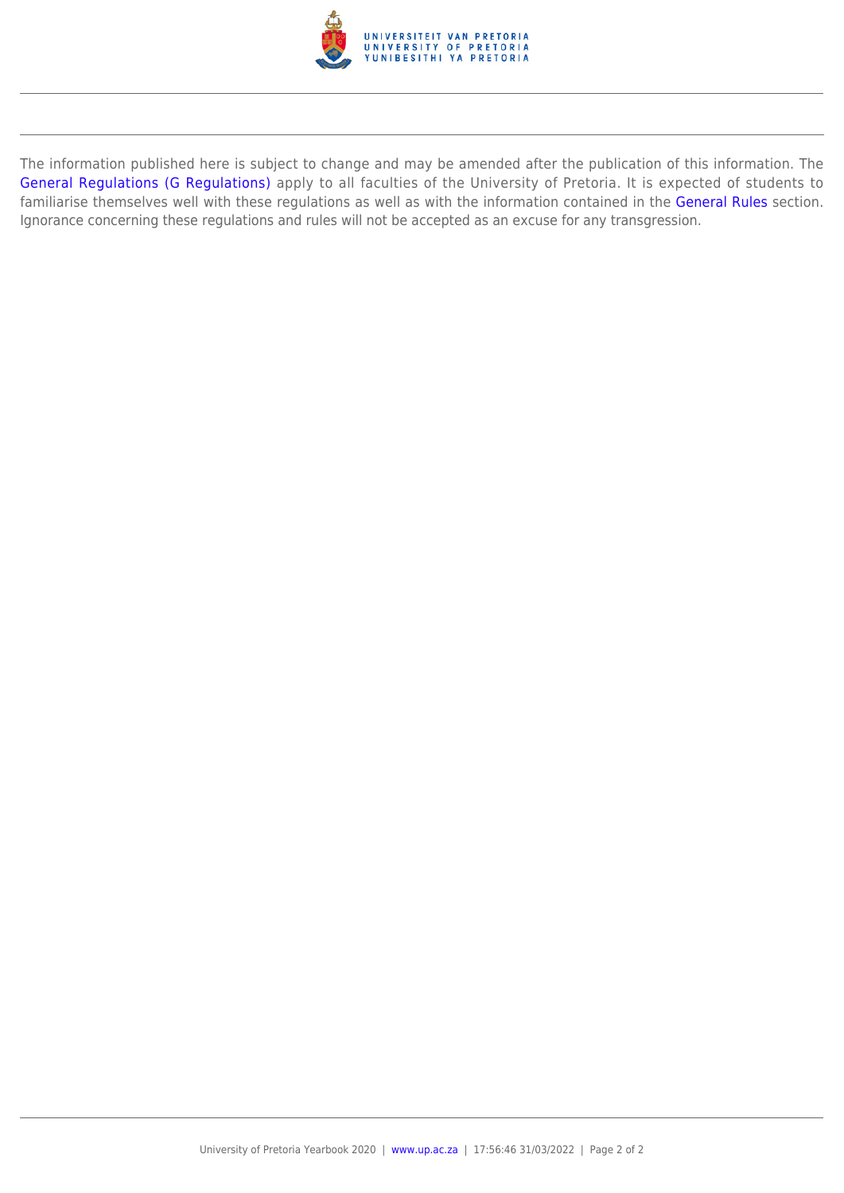The information published here is subject to change and may be amended after the publication of this information. The General Regulations (G Regulations) apply to all faculties of the University of Pretoria. It is expected of students to familiarise themselves well with these regulations as well as with the information contained in the General Rules section. Ignorance concerning these regulations and rules will not be accepted as an excuse for any transgression.